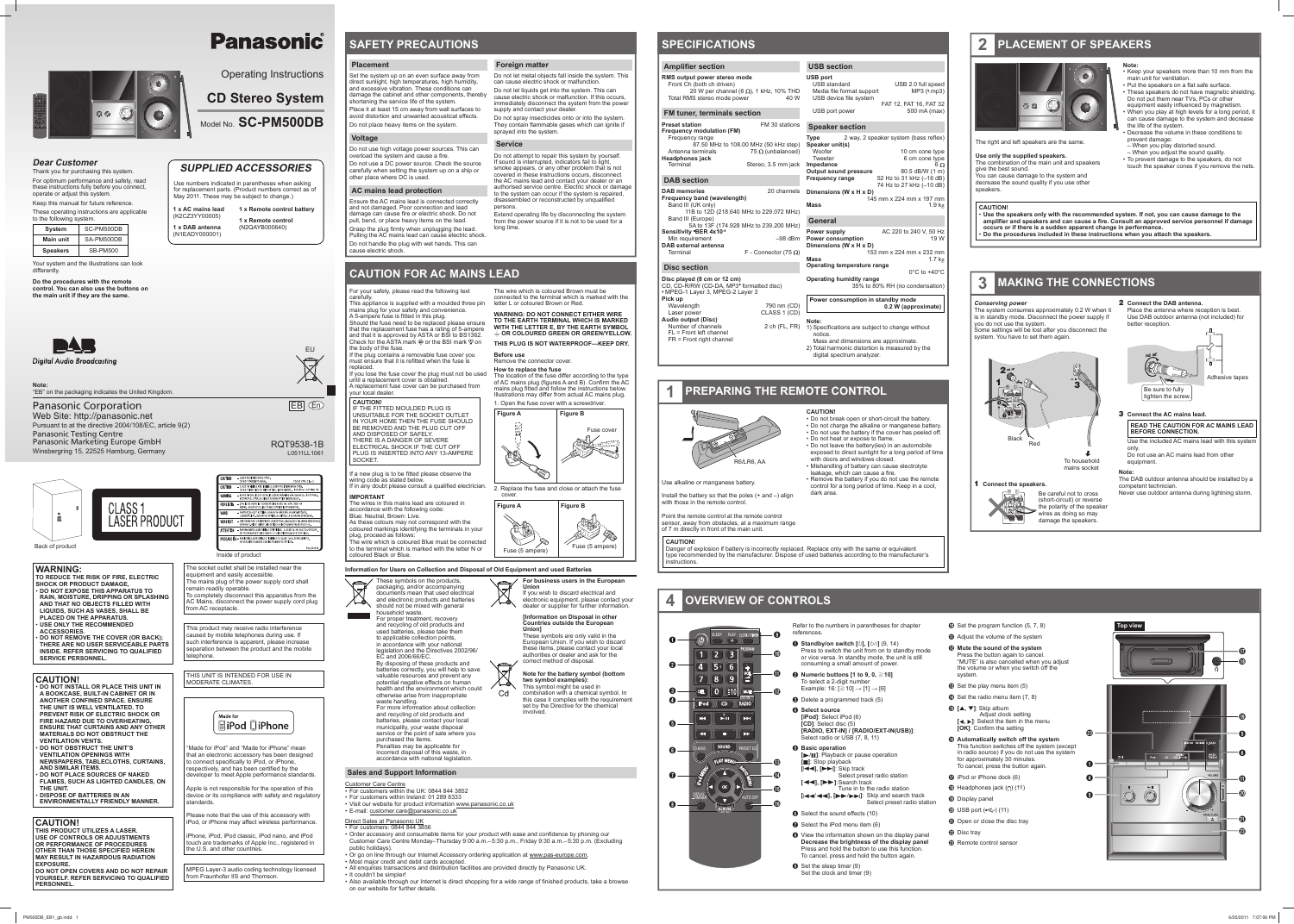# Panasonic

Operating Instructions

## CD Stereo System

Model No. **SC-PM500DB**

### Dear Customer

Thank you for purchasing this system.

For optimum performance and safety, read these instructions fully before you connect, operate or adjust this system.

Keep this manual for future reference.

These operating instructions are applicable to the following system.

| System | SC-PM500DB |
|---|---|
| Main unit | SA-PM500DB |
| Speakers | SB-PM500 |

Your system and the illustrations can look differently.

**Do the procedures with the remote control. You can also use the buttons on the main unit if they are the same.**

### SUPPLIED ACCESSORIES

Use numbers indicated in parentheses when asking for replacement parts. (Product numbers correct as of May 2011. These may be subject to change.)

**1 x AC mains lead** (K2CZ3YY00005)

**1 x DAB antenna** (N1EADY000001)

**1 x Remote control battery**

**1 x Remote control** (N2QAYB000640)

Digital Audio Broadcasting

**Note:**
"EB" on the packaging indicates the United Kingdom.

EU

Panasonic Corporation
Web Site: http://panasonic.net
Pursuant to at the directive 2004/108/EC, article 9(2)
Panasonic Testing Centre
Panasonic Marketing Europe GmbH
Winsbergring 15, 22525 Hamburg, Germany

EB En

RQT9538-1B
L0511LL1061

CLASS 1 LASER PRODUCT

Back of product

Inside of product

### WARNING:

**TO REDUCE THE RISK OF FIRE, ELECTRIC SHOCK OR PRODUCT DAMAGE,**
- **DO NOT EXPOSE THIS APPARATUS TO RAIN, MOISTURE, DRIPPING OR SPLASHING AND THAT NO OBJECTS FILLED WITH LIQUIDS, SUCH AS VASES, SHALL BE PLACED ON THE APPARATUS.**
- **USE ONLY THE RECOMMENDED ACCESSORIES.**
- **DO NOT REMOVE THE COVER (OR BACK); THERE ARE NO USER SERVICEABLE PARTS INSIDE. REFER SERVICING TO QUALIFIED SERVICE PERSONNEL.**

### CAUTION!

- **DO NOT INSTALL OR PLACE THIS UNIT IN A BOOKCASE, BUILT-IN CABINET OR IN ANOTHER CONFINED SPACE. ENSURE THE UNIT IS WELL VENTILATED. TO PREVENT RISK OF ELECTRIC SHOCK OR FIRE HAZARD DUE TO OVERHEATING, ENSURE THAT CURTAINS AND ANY OTHER MATERIALS DO NOT OBSTRUCT THE VENTILATION VENTS.**
- **DO NOT OBSTRUCT THE UNIT'S VENTILATION OPENINGS WITH NEWSPAPERS, TABLECLOTHS, CURTAINS, AND SIMILAR ITEMS.**
- **DO NOT PLACE SOURCES OF NAKED FLAMES, SUCH AS LIGHTED CANDLES, ON THE UNIT.**
- **DISPOSE OF BATTERIES IN AN ENVIRONMENTALLY FRIENDLY MANNER.**

### CAUTION!

**THIS PRODUCT UTILIZES A LASER. USE OF CONTROLS OR ADJUSTMENTS OR PERFORMANCE OF PROCEDURES OTHER THAN THOSE SPECIFIED HEREIN MAY RESULT IN HAZARDOUS RADIATION EXPOSURE. DO NOT OPEN COVERS AND DO NOT REPAIR YOURSELF. REFER SERVICING TO QUALIFIED PERSONNEL.**

The socket outlet shall be installed near the equipment and easily accessible.
The mains plug of the power supply cord shall remain readily operable.
To completely disconnect this apparatus from the AC Mains, disconnect the power supply cord plug from AC receptacle.

This product may receive radio interference caused by mobile telephones during use. If such interference is apparent, please increase separation between the product and the mobile telephone.

THIS UNIT IS INTENDED FOR USE IN MODERATE CLIMATES.

Made for iPod iPhone

"Made for iPod" and "Made for iPhone" mean that an electronic accessory has been designed to connect specifically to iPod, or iPhone, respectively, and has been certified by the developer to meet Apple performance standards.

Apple is not responsible for the operation of this device or its compliance with safety and regulatory standards.

Please note that the use of this accessory with iPod, or iPhone may affect wireless performance.

iPhone, iPod, iPod classic, iPod nano, and iPod touch are trademarks of Apple Inc., registered in the U.S. and other countries.

MPEG Layer-3 audio coding technology licensed from Fraunhofer IIS and Thomson.

## SAFETY PRECAUTIONS

### Placement

Set the system up on an even surface away from direct sunlight, high temperatures, high humidity, and excessive vibration. These conditions can damage the cabinet and other components, thereby shortening the service life of the system.
Place it at least 15 cm away from wall surfaces to avoid distortion and unwanted acoustical effects.
Do not place heavy items on the system.

### Voltage

Do not use high voltage power sources. This can overload the system and cause a fire.
Do not use a DC power source. Check the source carefully when setting the system up on a ship or other place where DC is used.

### AC mains lead protection

Ensure the AC mains lead is connected correctly and not damaged. Poor connection and lead damage can cause fire or electric shock. Do not pull, bend, or place heavy items on the lead.
Grasp the plug firmly when unplugging the lead. Pulling the AC mains lead can cause electric shock.
Do not handle the plug with wet hands. This can cause electric shock.

### Foreign matter

Do not let metal objects fall inside the system. This can cause electric shock or malfunction.
Do not let liquids get into the system. This can cause electric shock or malfunction. If this occurs, immediately disconnect the system from the power supply and contact your dealer.
Do not spray insecticides onto or into the system. They contain flammable gases which can ignite if sprayed into the system.

### Service

Do not attempt to repair this system by yourself. If sound is interrupted, indicators fail to light, smoke appears, or any other problem that is not covered in these instructions occurs, disconnect the AC mains lead and contact your dealer or an authorised service centre. Electric shock or damage to the system can occur if the system is repaired, disassembled or reconstructed by unqualified persons.
Extend operating life by disconnecting the system from the power source if it is not to be used for a long time.

## CAUTION FOR AC MAINS LEAD

For your safety, please read the following text carefully.
This appliance is supplied with a moulded three pin mains plug for your safety and convenience.
A 5-ampere fuse is fitted in this plug.
Should the fuse need to be replaced please ensure that the replacement fuse has a rating of 5-ampere and that it is approved by ASTA or BSI to BS1362.
Check for the ASTA mark or the BSI mark on the body of the fuse.
If the plug contains a removable fuse cover you must ensure that it is refitted when the fuse is replaced.
If you lose the fuse cover the plug must not be used until a replacement cover is obtained.
A replacement fuse cover can be purchased from your local dealer.

**CAUTION!**
IF THE FITTED MOULDED PLUG IS UNSUITABLE FOR THE SOCKET OUTLET IN YOUR HOME THEN THE FUSE SHOULD BE REMOVED AND THE PLUG CUT OFF AND DISPOSED OF SAFELY.
THERE IS A DANGER OF SEVERE ELECTRICAL SHOCK IF THE CUT OFF PLUG IS INSERTED INTO ANY 13-AMPERE SOCKET.

If a new plug is to be fitted please observe the wiring code as stated below.
If in any doubt please consult a qualified electrician.

**IMPORTANT**
The wires in this mains lead are coloured in accordance with the following code:
Blue: Neutral, Brown: Live.
As these colours may not correspond with the coloured markings identifying the terminals in your plug, proceed as follows:
The wire which is coloured Blue must be connected to the terminal which is marked with the letter N or coloured Black or Blue.
The wire which is coloured Brown must be connected to the terminal which is marked with the letter L or coloured Brown or Red.

**WARNING: DO NOT CONNECT EITHER WIRE TO THE EARTH TERMINAL WHICH IS MARKED WITH THE LETTER E, BY THE EARTH SYMBOL OR COLOURED GREEN OR GREEN/YELLOW.**

**THIS PLUG IS NOT WATERPROOF—KEEP DRY.**

**Before use**
Remove the connector cover.

**How to replace the fuse**
The location of the fuse differ according to the type of AC mains plug (figures A and B). Confirm the AC mains plug fitted and follow the instructions below.
Illustrations may differ from actual AC mains plug.

1. Open the fuse cover with a screwdriver.

Figure A | Figure B — Fuse cover

2. Replace the fuse and close or attach the fuse cover.

Figure A | Figure B — Fuse (5 ampere) | Fuse (5 ampere)

### Information for Users on Collection and Disposal of Old Equipment and used Batteries

These symbols on the products, packaging, and/or accompanying documents mean that used electrical and electronic products and batteries should not be mixed with general household waste.
For proper treatment, recovery and recycling of old products and used batteries, please take them to applicable collection points, in accordance with your national legislation and the Directives 2002/96/EC and 2006/66/EC.
By disposing of these products and batteries correctly, you will help to save valuable resources and prevent any potential negative effects on human health and the environment which could otherwise arise from inappropriate waste handling.
For more information about collection and recycling of old products and batteries, please contact your local municipality, your waste disposal service or the point of sale where you purchased the items.
Penalties may be applicable for incorrect disposal of this waste, in accordance with national legislation.

**For business users in the European Union**
If you wish to discard electrical and electronic equipment, please contact your dealer or supplier for further information.

**[Information on Disposal in other Countries outside the European Union]**
These symbols are only valid in the European Union. If you wish to discard these items, please contact your local authorities or dealer and ask for the correct method of disposal.

**Note for the battery symbol (bottom two symbol examples):**
This symbol might be used in combination with a chemical symbol. In this case it complies with the requirement set by the Directive for the chemical involved.

Cd

### Sales and Support Information

Customer Care Centre
- For customers within the UK: 0844 844 3852
- For customers within Ireland: 01 289 8333
- Visit our website for product information www.panasonic.co.uk
- E-mail: customer.care@panasonic.co.uk

Direct Sales at Panasonic UK
- For customers: 0844 844 3856
- Order accessory and consumable items for your product with ease and confidence by phoning our Customer Care Centre Monday–Thursday 9:00 a.m.–5:30 p.m., Friday 9:30 a.m.–5:30 p.m. (Excluding public holidays).
- Or go on line through our Internet Accessory ordering application at www.pas-europe.com.
- Most major credit and debit cards accepted.
- All enquiries transactions and distribution facilities are provided directly by Panasonic UK.
- It couldn't be simpler!
- Also available through our Internet is direct shopping for a wide range of finished products, take a browse on our website for further details.

## SPECIFICATIONS

### Amplifier section

| | |
|---|---|
| **RMS output power stereo mode** | |
| Front Ch (both ch driven) | 20 W per channel (6 Ω), 1 kHz, 10% THD |
| Total RMS stereo mode power | 40 W |

### FM tuner, terminals section

| | |
|---|---|
| **Preset station** | FM 30 stations |
| **Frequency modulation (FM)** | |
| Frequency range | 87.50 MHz to 108.00 MHz (50 kHz step) |
| Antenna terminals | 75 (Ω) (unbalanced) |
| **Headphones jack** | |
| Terminal | Stereo, 3.5 mm jack |

### DAB section

| | |
|---|---|
| **DAB memories** | 20 channels |
| **Frequency band (wavelength)** | |
| Band III (UK only) | 11B to 12D (218.640 MHz to 229.072 MHz) |
| Band III (Europe) | 5A to 13F (174.928 MHz to 239.200 MHz) |
| **Sensitivity \*BER 4x10⁻⁴** | |
| Min requirement | –98 dBm |
| **DAB external antenna** | |
| Terminal | F - Connector (75 Ω) |

### Disc section

**Disc played (8 cm or 12 cm)**
CD, CD-R/RW (CD-DA, MP3* formatted disc)
\* MPEG-1 Layer 3, MPEG-2 Layer 3

| | |
|---|---|
| **Pick up** | |
| Wavelength | 790 nm (CD) |
| Laser power | CLASS 1 (CD) |
| **Audio output (Disc)** | |
| Number of channels | 2 ch (FL, FR) |

FL = Front left channel
FR = Front right channel

### USB section

| | |
|---|---|
| **USB port** | |
| USB standard | USB 2.0 full speed |
| Media file format support | MP3 (*.mp3) |
| USB device file system | FAT 12, FAT 16, FAT 32 |
| USB port power | 500 mA (max) |

### Speaker section

| | |
|---|---|
| **Type** | 2 way, 2 speaker system (bass reflex) |
| **Speaker unit(s)** | |
| Woofer | 10 cm cone type |
| Tweeter | 6 cm cone type |
| **Impedance** | 6 Ω |
| **Output sound pressure** | 80.5 dB/W (1 m) |
| **Frequency range** | 52 Hz to 31 kHz (–16 dB) / 74 Hz to 27 kHz (–10 dB) |
| **Dimensions (W x H x D)** | 145 mm x 224 mm x 197 mm |
| **Mass** | 1.9 kg |

### General

| | |
|---|---|
| **Power supply** | AC 220 to 240 V, 50 Hz |
| **Power consumption** | 19 W |
| **Dimensions (W x H x D)** | 153 mm x 224 mm x 232 mm |
| **Mass** | 1.7 kg |
| **Operating temperature range** | 0°C to +40°C |
| **Operating humidity range** | 35% to 80% RH (no condensation) |

| | |
|---|---|
| **Power consumption in standby mode** | **0.2 W (approximate)** |

**Note:**
1) Specifications are subject to change without notice.
Mass and dimensions are approximate.
2) Total harmonic distortion is measured by the digital spectrum analyzer.

## 1 PREPARING THE REMOTE CONTROL

R6/LR6, AA

Use alkaline or manganese battery.

Install the battery so that the poles (+ and –) align with those in the remote control.

Point the remote control at the remote control sensor, away from obstacles, at a maximum range of 7 m directly in front of the main unit.

**CAUTION!**
- Do not break open or short-circuit the battery.
- Do not charge the alkaline or manganese battery.
- Do not use the battery if the cover has peeled off.
- Do not heat or expose to flame.
- Do not leave the battery(ies) in an automobile exposed to direct sunlight for a long period of time with doors and windows closed.
- Mishandling of battery can cause electrolyte leakage, which can cause a fire.
- Remove the battery if you do not use the remote control for a long period of time. Keep in a cool, dark area.

**CAUTION!**
Danger of explosion if battery is incorrectly replaced. Replace only with the same or equivalent type recommended by the manufacturer. Dispose of used batteries according to the manufacturer's instructions.

## 2 PLACEMENT OF SPEAKERS

The right and left speakers are the same.

**Use only the supplied speakers.**
The combination of the main unit and speakers give the best sound.
You can cause damage to the system and decrease the sound quality if you use other speakers.

**Note:**
- Keep your speakers more than 10 mm from the main unit for ventilation.
- Put the speakers on a flat safe surface.
- These speakers do not have magnetic shielding. Do not put them near TVs, PCs or other equipment easily influenced by magnetism.
- When you play at high levels for a long period, it can cause damage to the system and decrease the life of the system.
- Decrease the volume in these conditions to prevent damage:
  – When you play distorted sound.
  – When you adjust the sound quality.
- To prevent damage to the speakers, do not touch the speaker cones if you remove the nets.

**CAUTION!**
- **Use the speakers only with the recommended system. If not, you can cause damage to the amplifier and speakers and can cause a fire. Consult an approved service personnel if damage occurs or if there is a sudden apparent change in performance.**
- **Do the procedures included in these instructions when you attach the speakers.**

## 3 MAKING THE CONNECTIONS

***Conserving power***
The system consumes approximately 0.2 W when it is in standby mode. Disconnect the power supply if you do not use the system.
Some settings will be lost after you disconnect the system. You have to set them again.

Black | Red | To household mains socket

**1 Connect the speakers.**
Be careful not to cross (short-circuit) or reverse the polarity of the speaker wires as doing so may damage the speakers.

**2 Connect the DAB antenna.**
Place the antenna where reception is best.
Use DAB outdoor antenna (not included) for better reception.

Adhesive tapes

Be sure to fully tighten the screw.

**3 Connect the AC mains lead.**

**READ THE CAUTION FOR AC MAINS LEAD BEFORE CONNECTION.**

Use the included AC mains lead with this system only.
Do not use an AC mains lead from other equipment.

**Note:**
The DAB outdoor antenna should be installed by a competent technician.
Never use outdoor antenna during lightning storm.

## 4 OVERVIEW OF CONTROLS

Refer to the numbers in parentheses for chapter references.

1. **Standby/on switch [⏻], [⏻/|] (9, 14)**
   Press to switch the unit from on to standby mode or vice versa. In standby mode, the unit is still consuming a small amount of power.
2. **Numeric buttons [1 to 9, 0, ≧10]**
   To select a 2-digit number
   Example: 16: [≧10] → [1] → [6]
3. Delete a programmed track (5)
4. **Select source**
   **[iPod]**: Select iPod (6)
   **[CD]**: Select disc (5)
   **[RADIO, EXT-IN] / [RADIO/EXT-IN(USB)]**: Select radio or USB (7, 8, 11)
5. **Basic operation**
   [▶/❚❚]: Playback or pause operation
   [■]: Stop playback
   [⏮], [⏭]: Skip track
   Select preset radio station
   [◀◀], [▶▶]: Search track
   Tune in to the radio station
   [⏮/◀◀], [▶▶/⏭]: Skip and search track
   Select preset radio station
6. Select the sound effects (10)
7. Select the iPod menu item (6)
8. View the information shown on the display panel
   **Decrease the brightness of the display panel**
   Press and hold the button to use this function.
   To cancel, press and hold the button again.
9. Set the sleep timer (9)
   Set the clock and timer (9)
10. Set the program function (5, 7, 8)
11. Adjust the volume of the system
12. **Mute the sound of the system**
    Press the button again to cancel.
    "MUTE" is also cancelled when you adjust the volume or when you switch off the system.
13. Set the play menu item (5)
14. Set the radio menu item (7, 8)
15. **[▲, ▼]: Skip album**
    Adjust clock setting
    **[◀, ▶]**: Select the item in the menu
    **[OK]**: Confirm the setting
16. **Automatically switch off the system**
    This function switches off the system (except in radio source) if you do not use the system for approximately 30 minutes.
    To cancel, press the button again.
17. iPod or iPhone dock (6)
18. Headphones jack (🎧) (11)
19. Display panel
20. USB port (⭠) (11)
21. Open or close the disc tray
22. Disc tray
23. Remote control sensor

Top view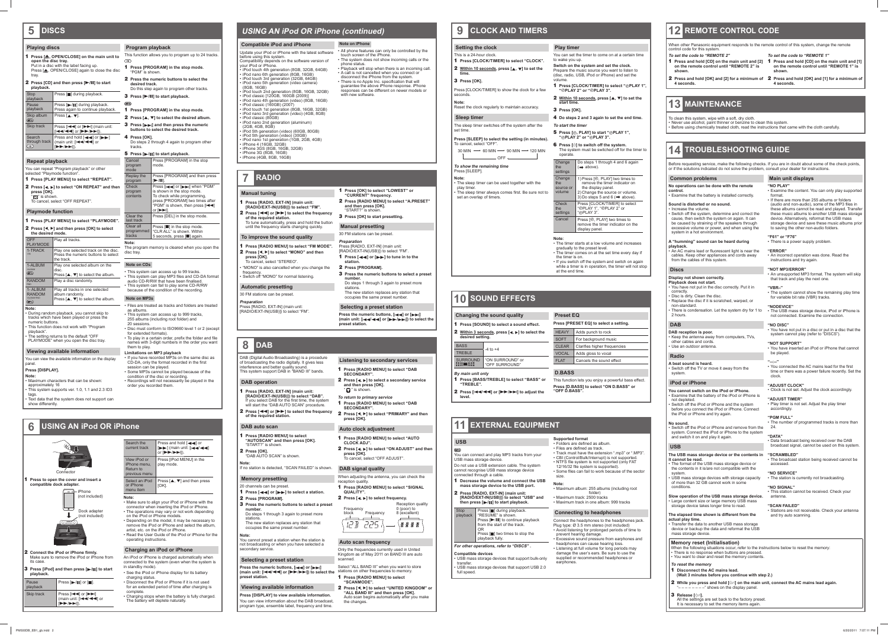# 5 DISCS

## Playing discs

**1 Press [≜, OPEN/CLOSE] on the main unit to open the disc tray.**
Put in a disc with the label facing up.
Press [≜, OPEN/CLOSE] again to close the disc tray.

**2 Press [CD] and then press [▶/II] to start playback.**

| | |
|---|---|
| Stop playback | Press [■] during playback. |
| Pause playback | Press [▶/II] during playback. Press again to continue playback. |
| Skip album (MP3) | Press [▲, ▼]. |
| Skip track | Press [I◀◀] or [▶▶I] (main unit: [I◀◀/◀◀] or [▶▶/▶▶I]). |
| Search through track (CD) | Press and hold [◀◀] or [▶▶] (main unit: [I◀◀/◀◀] or [▶▶/▶▶I]). |

## Repeat playback

You can repeat "Program playback" or other selected "Playmode function".

**1 Press [PLAY MENU] to select "REPEAT".**

**2 Press [◀, ▶] to select "ON REPEAT" and then press [OK].**
"↻" is shown.
To cancel, select "OFF REPEAT".

## Playmode function

**1 Press [PLAY MENU] to select "PLAYMODE".**

**2 Press [◀, ▶] to select and then press [OK] to select the desired mode.**

| | |
|---|---|
| OFF PLAYMODE | Play all tracks. |
| 1-TRACK | Play one selected track on the disc. Press the numeric buttons to select the track. |
| 1-ALBUM (MP3) | Play one selected album on the disc. Press [▲, ▼] to select the album. |
| RANDOM | Play a disc randomly. |
| 1- ALBUM RANDOM (MP3) | Play all tracks in one selected album randomly. Press [▲, ▼] to select the album. |

**Note:**
- During random playback, you cannot skip to tracks which have been played or press the numeric buttons.
- This function does not work with "Program playback".
- The setting returns to the default "OFF PLAYMODE" when you open the disc tray.

## Viewing available information

You can view the available information on the display panel.

**Press [DISPLAY].**

**Note:**
- Maximum characters that can be shown: approximately 16
- This system supports ver. 1.0, 1.1 and 2.3 ID3 tags.
- Text data that the system does not support can show differently.

## Program playback

This function allows you to program up to 24 tracks.

(CD)

**1 Press [PROGRAM] in the stop mode.**
"PGM" is shown.

**2 Press the numeric buttons to select the desired track.**
Do this step again to program other tracks.

**3 Press [▶/II] to start playback.**

(MP3)

**1 Press [PROGRAM] in the stop mode.**

**2 Press [▲, ▼] to select the desired album.**

**3 Press [▶▶I] and then press the numeric buttons to select the desired track.**

**4 Press [OK].**
Do steps 2 through 4 again to program other tracks.

**5 Press [▶/II] to start playback.**

| | |
|---|---|
| Cancel program mode | Press [PROGRAM] in the stop mode. |
| Replay the program | Press [PROGRAM] and then press [▶/II]. |
| Check program contents | Press [I◀◀] or [▶▶I] when "PGM" is shown in the stop mode. To check while programming, press [PROGRAM] two times after "PGM" is shown, then press [I◀◀] or [▶▶I]. |
| Clear the last track | Press [DEL] in the stop mode. |
| Clear all programmed tracks | Press [■] in the stop mode. "CLR ALL" is shown. Within 5 seconds, press [■] again. |

**Note:**
The program memory is cleared when you open the disc tray.

### Note on CDs
- This system can access up to 99 tracks.
- This system can play MP3 files and CD-DA format audio CD-R/RW that have been finalised.
- This system can fail to play some CD-R/RW because of the condition of the recording.

### Note on MP3s
- Files are treated as tracks and folders are treated as albums.
- This system can access up to 999 tracks, 255 albums (including root folder) and 20 sessions.
- Disc must conform to ISO9660 level 1 or 2 (except for extended formats).
- To play in a certain order, prefix the folder and file names with 3-digit numbers in the order you want them to play.

**Limitations on MP3 playback**
- If you have recorded MP3s on the same disc as CD-DA, only the format recorded in the first session can be played.
- Some MP3s cannot be played because of the condition of the disc or recording.
- Recordings will not necessarily be played in the order you recorded them.

# 6 USING AN iPod OR iPhone

Connector

**1 Press to open the cover and insert a compatible dock adapter.**

iPhone (not included)

Dock adapter (not included)

**2 Connect the iPod or iPhone firmly.**
Make sure to remove the iPod or iPhone from its case.

**3 Press [iPod] and then press [▶/II] to start playback.**

| | |
|---|---|
| Pause playback | Press [▶/II] or [■]. |
| Skip track | Press [I◀◀] or [▶▶I] (main unit: [I◀◀/◀◀] or [▶▶/▶▶I]). |
| Search the current track | Press and hold [◀◀] or [▶▶] (main unit: [I◀◀/◀◀] or [▶▶/▶▶I]). |
| View iPod or iPhone menu. Return to previous menu | Press [iPod MENU] in the play mode. |
| Select and iPod or iPhone menu item | Press [▲, ▼] and then press [OK]. |

**Note:**
- Make sure to align your iPod or iPhone with the connector when inserting the iPod or iPhone.
- The operations may vary or not work depending on the iPod or iPhone models.
- Depending on the model, it may be necessary to remove the iPod or iPhone and select the album, artist, etc. on the iPod or iPhone.
- Read the User Guide of the iPod or iPhone for the operating instructions.

## Charging an iPod or iPhone

An iPod or iPhone is charged automatically when connected to the system (even when the system is in standby mode).
- See the iPod or iPhone display for its battery charging status.
- Disconnect the iPod or iPhone if it is not used for an extended period of time after charging is complete.
- Charging stops when the battery is fully charged. The battery will deplete naturally.

# USING AN iPod OR iPhone (continued)

## Compatible iPod and iPhone

Update your iPod or iPhone with the latest software before using this system.
Compatibility depends on the software version of your iPod or iPhone.
- iPod touch 4th generation (8GB, 32GB, 64GB)
- iPod nano 6th generation (8GB, 16GB)
- iPod touch 3rd generation (32GB, 64GB)
- iPod nano 5th generation (video camera) (8GB, 16GB)
- iPod touch 2nd generation (8GB, 16GB, 32GB)
- iPod classic [120GB, 160GB (2009)]
- iPod nano 4th generation (video) (8GB, 16GB)
- iPod classic (160GB) (2007)
- iPod touch 1st generation (8GB, 16GB, 32GB)
- iPod nano 3rd generation (video) (4GB, 8GB)
- iPod classic (80GB)
- iPod nano 2nd generation (aluminum) (2GB, 4GB, 8GB)
- iPod 5th generation (video) (60GB, 80GB)
- iPod 5th generation (video) (30GB)
- iPod nano 1st generation (1GB, 2GB, 4GB)
- iPhone 4 (16GB, 32GB)
- iPhone 3GS (8GB, 16GB, 32GB)
- iPhone 3G (8GB, 16GB)
- iPhone (4GB, 8GB, 16GB)

### Note on iPhone
- All phone features can only be controlled by the touch screen of the iPhone.
- The system does not show incoming calls or the phone status.
- Playback will stop when there is an incoming call.
- A call is not cancelled when you connect or disconnect the iPhone from the system.
- There is no Apple Inc. specification that will guarantee the above iPhone response. iPhone responses can be different on newer models or with new software.

# 7 RADIO

## Manual tuning

**1 Press [RADIO, EXT-IN] (main unit: [RADIO/EXT-IN(USB)]) to select "FM".**

**2 Press [◀◀] or [▶▶] to select the frequency of the required station.**
To tune automatically, press and hold the button until the frequency starts changing quickly.

## To improve the sound quality

**1 Press [RADIO MENU] to select "FM MODE".**

**2 Press [◀, ▶] to select "MONO" and then press [OK].**
To cancel, select "STEREO".

- "MONO" is also cancelled when you change the frequency.
- Switch off "MONO" for normal listening.

## Automatic presetting

30 FM stations can be preset.

*Preparation*
Press [RADIO, EXT-IN] (main unit: [RADIO/EXT-IN(USB)]) to select "FM".

**1 Press [OK] to select "LOWEST" or "CURRENT" frequency.**

**2 Press [RADIO MENU] to select "A.PRESET" and then press [OK].**
"START?" is shown.

**3 Press [OK] to start presetting.**

## Manual presetting

30 FM stations can be preset.

*Preparation*
Press [RADIO, EXT-IN] (main unit: [RADIO/EXT-IN(USB)]) to select "FM".

**1 Press [◀◀] or [▶▶] to tune in to the station.**

**2 Press [PROGRAM].**

**3 Press the numeric buttons to select a preset number.**
Do steps 1 through 3 again to preset more stations.
The new station replaces any station that occupies the same preset number.

## Selecting a preset station

**Press the numeric buttons, [I◀◀] or [▶▶I] (main unit: [I◀◀/◀◀] or [▶▶/▶▶I]) to select the preset station.**

# 8 DAB

DAB (Digital Audio Broadcasting) is a procedure of broadcasting the radio digitally. It gives less interference and better quality sound.
This system support DAB in "BAND III" bands.

## DAB operation

**1 Press [RADIO, EXT-IN] (main unit: [RADIO/EXT-IN(USB)]) to select "DAB".**
If you select DAB for the first time, the system will start the "DAB AUTO SCAN" procedure.

**2 Press [◀◀] or [▶▶] to select the frequency of the required station.**

## DAB auto scan

**1 Press [RADIO MENU] to select "AUTOSCAN" and then press [OK].**
"START" is shown.

**2 Press [OK].**
"DAB AUTO SCAN" is shown.

**Note:**
If no station is detected, "SCAN FAILED" is shown.

## Memory presetting

20 channels can be preset.

**1 Press [◀◀] or [▶▶] to select a station.**

**2 Press [PROGRAM].**

**3 Press the numeric buttons to select a preset number.**
Do steps 1 through 3 again to preset more stations.
The new station replaces any station that occupies the same preset number.

**Note:**
You cannot preset a station when the station is not broadcasting or when you have selected a secondary service.

## Selecting a preset station

**Press the numeric buttons, [I◀◀] or [▶▶I] (main unit: [I◀◀/◀◀] or [▶▶/▶▶I]) to select the preset station.**

## Viewing available information

**Press [DISPLAY] to view available information.**
You can view information about the DAB broadcast, program type, ensemble label, frequency and time.

## Listening to secondary services

**1 Press [RADIO MENU] to select "DAB SECONDARY".**

**2 Press [◀, ▶] to select a secondary service and then press [OK].**
"S" is shown.

*To return to primary service*

**1 Press [RADIO MENU] to select "DAB SECONDARY".**

**2 Press [◀, ▶] to select "PRIMARY" and then press [OK].**

## Auto clock adjustment

**1 Press [RADIO MENU] to select "AUTO CLOCK ADJ".**

**2 Press [◀, ▶] to select "ON ADJUST" and then press [OK].**
To cancel, select "OFF ADJUST".

## DAB signal quality

When adjusting the antenna, you can check the reception quality.

**1 Press [RADIO MENU] to select "SIGNAL QUALITY".**

**2 Press [◀, ▶] to select frequency.**

Frequency block
Frequency
Reception quality
0 (poor) to 8 (excellent)

## Auto scan frequency

Only the frequencies currently used in United Kingdom as of May 2011 on BAND III are auto scanned.

Select "ALL BAND III" when you want to store stations on other frequencies to memory.

**1 Press [RADIO MENU] to select "SCANMODE".**

**2 Press [◀, ▶] to select "UNITED KINGDOM" or "ALL BAND III" and then press [OK].**
Auto scan begins automatically after you make the changes.

# 9 CLOCK AND TIMERS

## Setting the clock

This is a 24-hour clock.

**1 Press [CLOCK/TIMER] to select "CLOCK".**

**2 Within 10 seconds, press [▲, ▼] to set the time.**

**3 Press [OK].**

Press [CLOCK/TIMER] to show the clock for a few seconds.

**Note:**
Reset the clock regularly to maintain accuracy.

## Sleep timer

The sleep timer switches off the system after the set time.

**Press [SLEEP] to select the setting (in minutes).**
To cancel, select "OFF".

30 MIN → 60 MIN → 90 MIN → 120 MIN → OFF

*To show the remaining time*
Press [SLEEP].

**Note:**
- The sleep timer can be used together with the play timer.
- The sleep timer always comes first. Be sure not to set an overlap of timers.

## Play timer

You can set the timer to come on at a certain time to wake you up.

**Switch on the system and set the clock.**
Prepare the music source you want to listen to (disc, radio, USB, iPod or iPhone) and set the volume.

**1 Press [CLOCK/TIMER] to select "⊙PLAY 1", "⊙PLAY 2" or "⊙PLAY 3".**

**2 Within 10 seconds, press [▲, ▼] to set the start time.**

**3 Press [OK].**

**4 Do steps 2 and 3 again to set the end time.**

*To start the timer*

**5 Press [⊙, PLAY] to start "⊙PLAY 1", "⊙PLAY 2" or "⊙PLAY 3".**

**6 Press [⏻] to switch off the system.**
The system must be switched off for the timer to operate.

| | |
|---|---|
| Change the settings | Do steps 1 through 4 and 6 again (➡ above). |
| Change the source or volume | 1) Press [⊙, PLAY] two times to remove the timer indicator on the display panel. 2) Change the source or volume. 3) Do steps 5 and 6 (➡ above). |
| Check the settings | Press [CLOCK/TIMER] to select "⊙PLAY 1", "⊙PLAY 2" or "⊙PLAY 3". |
| Cancel | Press [⊙, PLAY] two times to remove the timer indicator on the display panel. |

**Note:**
- The timer starts at a low volume and increases gradually to the preset level.
- The timer comes on at the set time every day if the timer is on.
- If you switch off the system and switch on again while a timer is in operation, the timer will not stop at the end time.

# 10 SOUND EFFECTS

## Changing the sound quality

**1 Press [SOUND] to select a sound effect.**

**2 Within 3 seconds, press [◀, ▶] to select the desired setting.**

| | |
|---|---|
| BASS | -4 to +4 |
| TREBLE | -4 to +4 |
| SURROUND | "ON SURROUND" or "OFF SURROUND" |

*By main unit only*

**1 Press [BASS/TREBLE] to select "BASS" or "TREBLE".**

**2 Press [I◀◀/◀◀] or [▶▶/▶▶I] to adjust the level.**

## Preset EQ

**Press [PRESET EQ] to select a setting.**

| | |
|---|---|
| HEAVY | Adds punch to rock |
| SOFT | For background music |
| CLEAR | Clarifies higher frequencies |
| VOCAL | Adds gloss to vocal |
| FLAT | Cancels the sound effect |

## D.BASS

This function lets you enjoy a powerful bass effect.
**Press [D.BASS] to select "ON D.BASS" or "OFF D.BASS".**

# 11 EXTERNAL EQUIPMENT

## USB

(MP3)

You can connect and play MP3 tracks from your USB mass storage device.

Do not use a USB extension cable. The system cannot recognise USB mass storage device connected through a cable.

**1 Decrease the volume and connect the USB mass storage device to the USB port.**

**2 Press [RADIO, EXT-IN] (main unit: [RADIO/EXT-IN(USB)]) to select "USB" and then press [▶/II] to start playback.**

| | |
|---|---|
| Stop playback | Press [■] during playback. "RESUME" is shown. Press [▶/II] to continue playback from the start of the track. OR Press [■] two times to stop the playback fully. |

*For other operations, refer to "DISCS".*

**Compatible devices**
- USB mass storage devices that support bulk-only transfer.
- USB mass storage devices that support USB 2.0 full speed.

**Supported format**
- Folders are defined as album.
- Files are defined as track.
- Track must have the extension ".mp3" or ".MP3".
- CBI (Control/Bulk/Interrupt) is not supported.
- NTFS file system is not supported (only FAT 12/16/32 file system is supported).
- Some files can fail to work because of the sector size.

**Note:**
- Maximum album: 255 albums (including root folder)
- Maximum track: 2500 tracks
- Maximum track in one album: 999 tracks

## Connecting to headphones

Connect the headphones to the headphones jack.
Plug type: Ø 3.5 mm stereo (not included)
- Avoid listening for prolonged periods of time to prevent hearing damage.
- Excessive sound pressure from earphones and headphones can cause hearing loss.
- Listening at full volume for long periods may damage the user's ears. Be sure to use the supplied or recommended headphones or earphones.

# 12 REMOTE CONTROL CODE

When other Panasonic equipment responds to the remote control of this system, change the remote control code for this system.

*To set the code to "REMOTE 2"*

**1 Press and hold [CD] on the main unit and [2] on the remote control until "REMOTE 2" is shown.**

**2 Press and hold [OK] and [2] for a minimum of 4 seconds.**

*To set the code to "REMOTE 1"*

**1 Press and hold [CD] on the main unit and [1] on the remote control until "REMOTE 1" is shown.**

**2 Press and hold [OK] and [1] for a minimum of 4 seconds.**

# 13 MAINTENANCE

To clean this system, wipe with a soft, dry cloth.
- Never use alcohol, paint thinner or benzine to clean this system.
- Before using chemically treated cloth, read the instructions that came with the cloth carefully.

# 14 TROUBLESHOOTING GUIDE

Before requesting service, make the following checks. If you are in doubt about some of the check points, or if the solutions indicated do not solve the problem, consult your dealer for instructions.

## Common problems

**No operations can be done with the remote control.**
- Examine that the battery is installed correctly.

**Sound is distorted or no sound.**
- Increase the volume.
- Switch off the system, determine and correct the cause, then switch the system on again. It can be caused by straining of the speakers through excessive volume or power, and when using the system in a hot environment.

**A "humming" sound can be heard during playback.**
- An AC mains lead or fluorescent light is near the cables. Keep other appliances and cords away from the cables of this system.

## Discs

**Display not shown correctly. Playback does not start.**
- You have not put in the disc correctly. Put it in correctly.
- Disc is dirty. Clean the disc.
- Replace the disc if it is scratched, warped, or non-standard.
- There is condensation. Let the system dry for 1 to 2 hours.

## DAB

**DAB reception is poor.**
- Keep the antenna away from computers, TVs, other cables and cords.
- Use an outdoor antenna.

## Radio

**A beat sound is heard.**
- Switch off the TV or move it away from the system.

## iPod or iPhone

**You cannot switch on the iPod or iPhone.**
- Examine that the battery of the iPod or iPhone is not depleted.
- Switch off the iPod or iPhone and the system before you connect the iPod or iPhone. Connect the iPod or iPhone and try again.

**No sound.**
- Switch off the iPod or iPhone and remove from the system. Connect the iPod or iPhone to the system and switch it on and play it again.

## USB

**The USB mass storage device or the contents in it cannot be read.**
- The format of the USB mass storage device or the contents in it is/are not compatible with the system.
- USB mass storage devices with storage capacity of more than 32 GB cannot work in some conditions.

**Slow operation of the USB mass storage device.**
- Large content size or large memory USB mass storage device takes longer time to read.

**The elapsed time shown is different from the actual play time.**
- Transfer the data to another USB mass storage device or backup the data and reformat the USB mass storage device.

## Main unit displays

**"NO PLAY"**
- Examine the content. You can only play supported format.
- If there are more than 255 albums or folders (audio and non-audio), some of the MP3 files in these albums cannot be read and played. Transfer these music albums to another USB mass storage device. Alternatively, reformat the USB mass storage device and save these music albums prior to saving the other non-audio folders.

**"F61" or "F76"**
- There is a power supply problem.

**"ERROR"**
- An incorrect operation was done. Read the instructions and try again.

**"NOT MP3/ERROR"**
- An unsupported MP3 format. The system will skip that track and play the next one.

**"VBR--"**
- The system cannot show the remaining play time for variable bit rate (VBR) tracks.

**"NODEVICE"**
- The USB mass storage device, iPod or iPhone is not connected. Examine the connection.

**"NO DISC"**
- You have not put in a disc or put in a disc that the system cannot play (refer to "DISCS").

**"NOT SUPPORT"**
- You have inserted an iPod or iPhone that cannot be played.

**"--:--"**
- You connected the AC mains lead for the first time or there was a power failure recently. Set the clock.

**"ADJUST CLOCK"**
- Clock is not set. Adjust the clock accordingly.

**"ADJUST TIMER"**
- Play timer is not set. Adjust the play timer accordingly.

**"PGM FULL"**
- The number of programmed tracks is more than 24.

**"DATA"**
- Data broadcast being received over the DAB broadcast signal, cannot be used on this system.

**"SCRAMBLED"**
- The broadcast station being received cannot be accessed.

**"NO SERVICE"**
- The station is currently not broadcasting.

**"NO SIGNAL"**
- This station cannot be received. Check your antenna.

**"SCAN FAILED"**
- Stations are not receivable. Check your antenna and try auto scanning.

## Memory reset (Initialisation)

When the following situations occur, refer to the instructions below to reset the memory:
- There is no response when buttons are pressed.
- You want to clear and reset the memory contents.

*To reset the memory*

**1 Disconnect the AC mains lead. (Wait 3 minutes before you continue with step 2.)**

**2 While you press and hold [⏻/I] on the main unit, connect the AC mains lead again.**
"– – – – – – – –" shown on the display panel.

**3 Release [⏻/I].**
All the settings are set back to the factory preset.
It is necessary to set the memory items again.